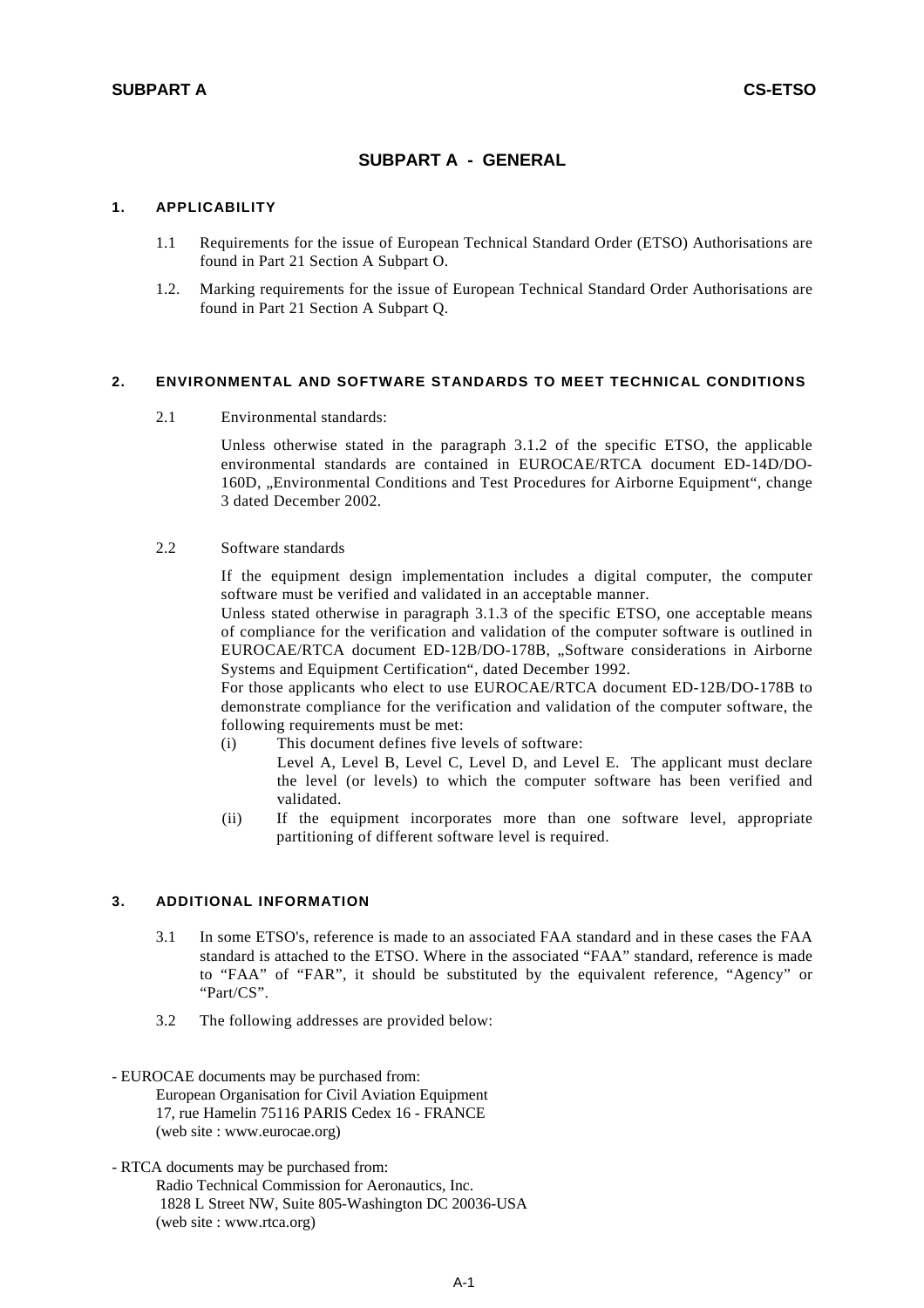# SUBPART A - GENERAL

## 1. APPLICABILITY

1.1 Requirements for the issue of European Technical Standard Order (ETSO) Authorisations are found in Part 21 Section A Subpart O.

1.2. Marking requirements for the issue of European Technical Standard Order Authorisations are found in Part 21 Section A Subpart Q.

## 2. ENVIRONMENTAL AND SOFTWARE STANDARDS TO MEET TECHNICAL CONDITIONS

2.1 Environmental standards:

Unless otherwise stated in the paragraph 3.1.2 of the specific ETSO, the applicable environmental standards are contained in EUROCAE/RTCA document ED-14D/DO-160D, „Environmental Conditions and Test Procedures for Airborne Equipment“, change 3 dated December 2002.

2.2 Software standards

If the equipment design implementation includes a digital computer, the computer software must be verified and validated in an acceptable manner.
Unless stated otherwise in paragraph 3.1.3 of the specific ETSO, one acceptable means of compliance for the verification and validation of the computer software is outlined in EUROCAE/RTCA document ED-12B/DO-178B, „Software considerations in Airborne Systems and Equipment Certification“, dated December 1992.
For those applicants who elect to use EUROCAE/RTCA document ED-12B/DO-178B to demonstrate compliance for the verification and validation of the computer software, the following requirements must be met:

(i) This document defines five levels of software:
Level A, Level B, Level C, Level D, and Level E. The applicant must declare the level (or levels) to which the computer software has been verified and validated.

(ii) If the equipment incorporates more than one software level, appropriate partitioning of different software level is required.

## 3. ADDITIONAL INFORMATION

3.1 In some ETSO's, reference is made to an associated FAA standard and in these cases the FAA standard is attached to the ETSO. Where in the associated "FAA" standard, reference is made to "FAA" of "FAR", it should be substituted by the equivalent reference, "Agency" or "Part/CS".

3.2 The following addresses are provided below:

- EUROCAE documents may be purchased from:
  European Organisation for Civil Aviation Equipment
  17, rue Hamelin 75116 PARIS Cedex 16 - FRANCE
  (web site : www.eurocae.org)

- RTCA documents may be purchased from:
  Radio Technical Commission for Aeronautics, Inc.
  1828 L Street NW, Suite 805-Washington DC 20036-USA
  (web site : www.rtca.org)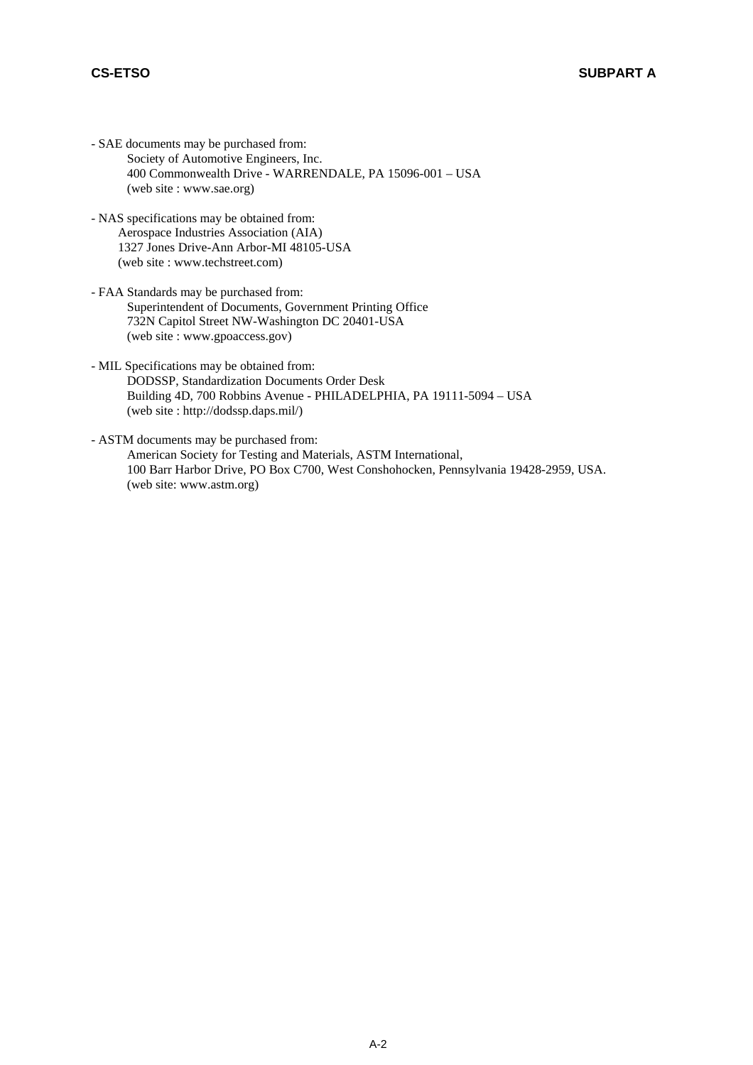- SAE documents may be purchased from:
  - Society of Automotive Engineers, Inc.
  - 400 Commonwealth Drive - WARRENDALE, PA 15096-001 – USA
  - (web site : www.sae.org)

- NAS specifications may be obtained from:
  - Aerospace Industries Association (AIA)
  - 1327 Jones Drive-Ann Arbor-MI 48105-USA
  - (web site : www.techstreet.com)

- FAA Standards may be purchased from:
  - Superintendent of Documents, Government Printing Office
  - 732N Capitol Street NW-Washington DC 20401-USA
  - (web site : www.gpoaccess.gov)

- MIL Specifications may be obtained from:
  - DODSSP, Standardization Documents Order Desk
  - Building 4D, 700 Robbins Avenue - PHILADELPHIA, PA 19111-5094 – USA
  - (web site : http://dodssp.daps.mil/)

- ASTM documents may be purchased from:
  - American Society for Testing and Materials, ASTM International,
  - 100 Barr Harbor Drive, PO Box C700, West Conshohocken, Pennsylvania 19428-2959, USA.
  - (web site: www.astm.org)